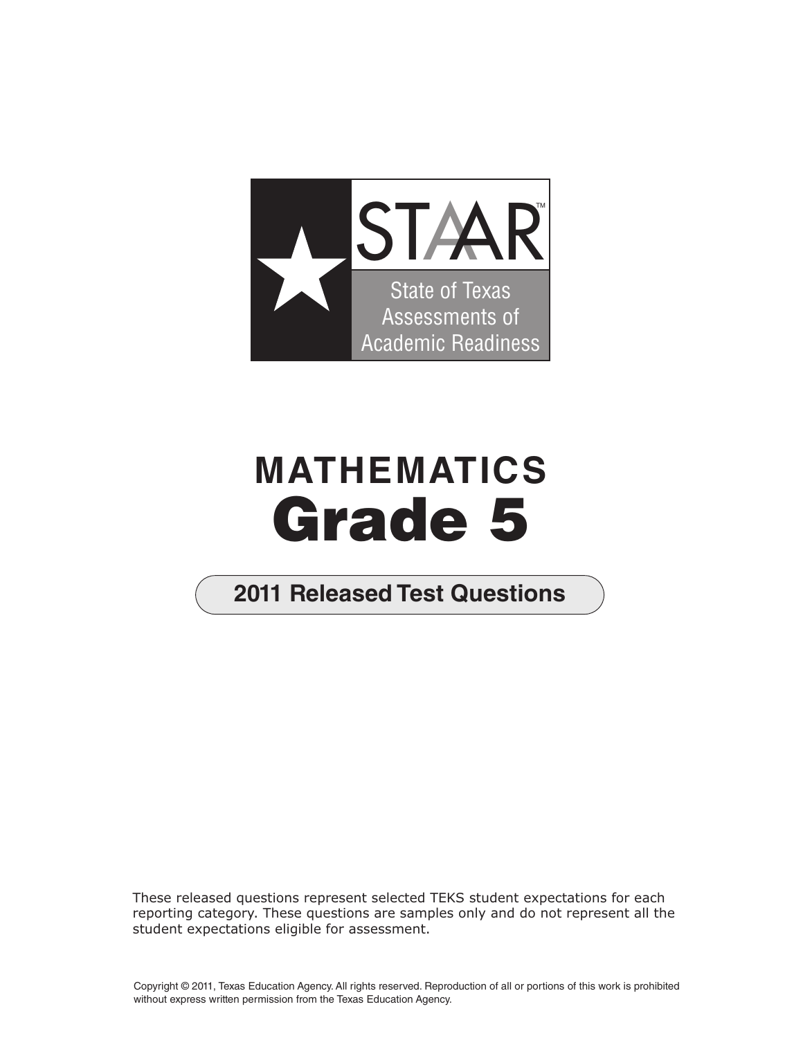STAAR™

State of Texas Assessments of Academic Readiness

# MATHEMATICS
# Grade 5

## 2011 Released Test Questions

These released questions represent selected TEKS student expectations for each reporting category. These questions are samples only and do not represent all the student expectations eligible for assessment.

Copyright © 2011, Texas Education Agency. All rights reserved. Reproduction of all or portions of this work is prohibited without express written permission from the Texas Education Agency.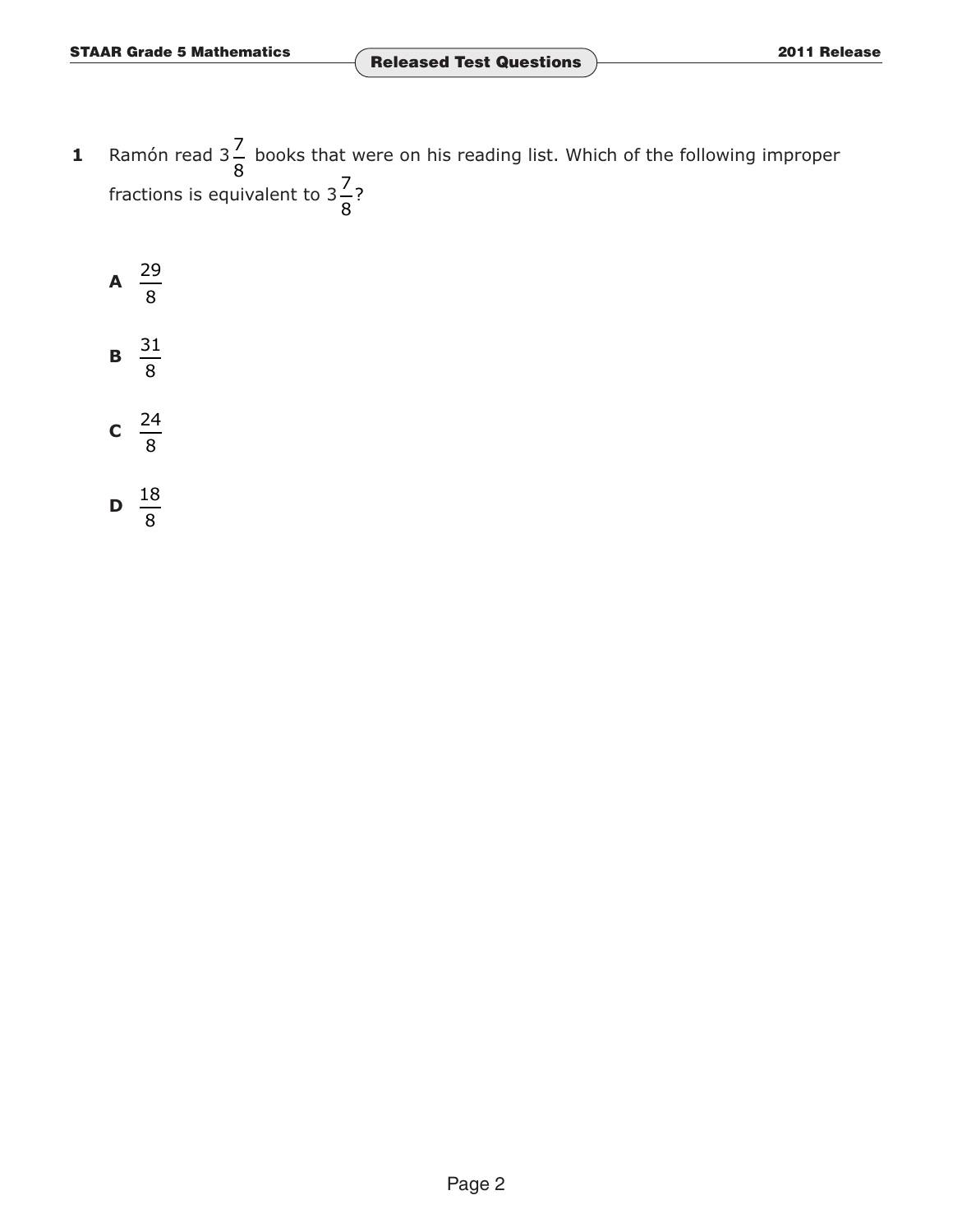**1** Ramón read $3\frac{7}{8}$ books that were on his reading list. Which of the following improper fractions is equivalent to $3\frac{7}{8}$?

**A** $\frac{29}{8}$

**B** $\frac{31}{8}$

**C** $\frac{24}{8}$

**D** $\frac{18}{8}$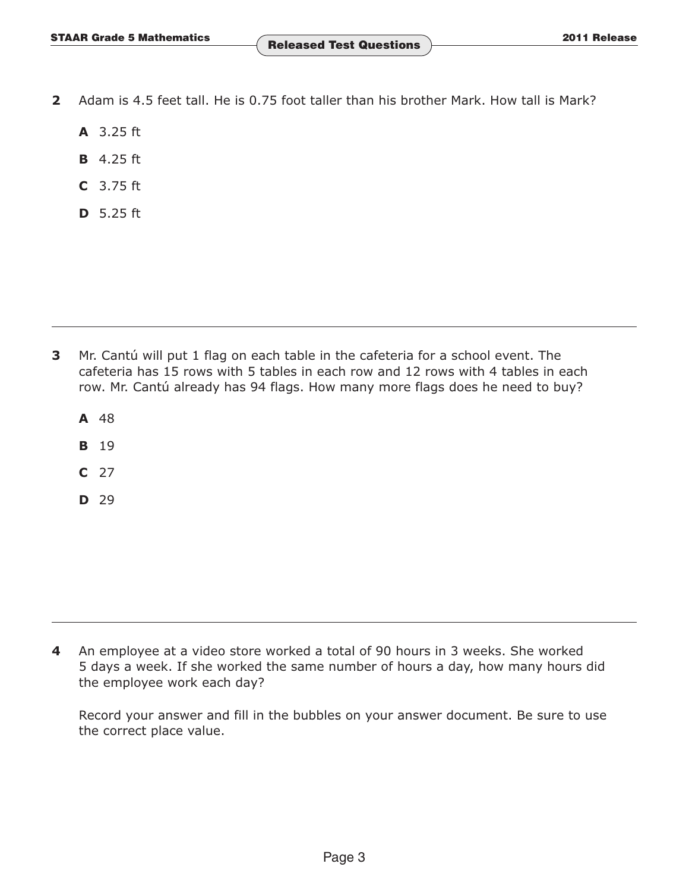**2** Adam is 4.5 feet tall. He is 0.75 foot taller than his brother Mark. How tall is Mark?

- **A** 3.25 ft
- **B** 4.25 ft
- **C** 3.75 ft
- **D** 5.25 ft

---

**3** Mr. Cantú will put 1 flag on each table in the cafeteria for a school event. The cafeteria has 15 rows with 5 tables in each row and 12 rows with 4 tables in each row. Mr. Cantú already has 94 flags. How many more flags does he need to buy?

- **A** 48
- **B** 19
- **C** 27
- **D** 29

---

**4** An employee at a video store worked a total of 90 hours in 3 weeks. She worked 5 days a week. If she worked the same number of hours a day, how many hours did the employee work each day?

Record your answer and fill in the bubbles on your answer document. Be sure to use the correct place value.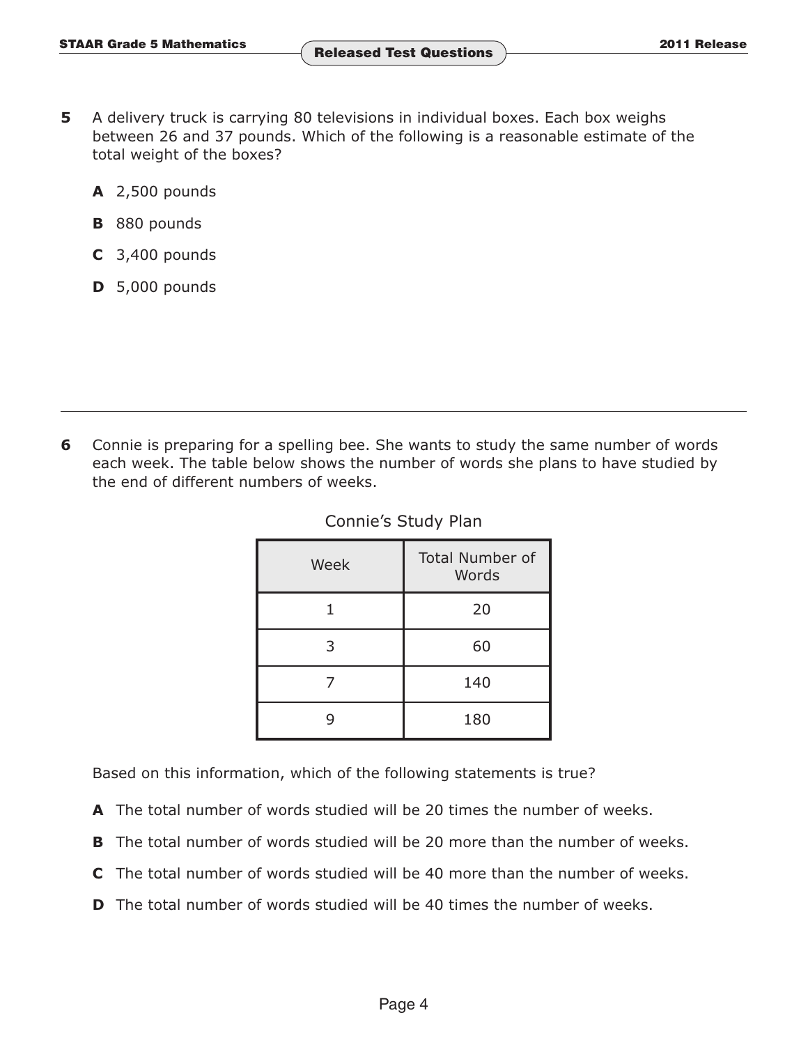**5** A delivery truck is carrying 80 televisions in individual boxes. Each box weighs between 26 and 37 pounds. Which of the following is a reasonable estimate of the total weight of the boxes?

**A** 2,500 pounds

**B** 880 pounds

**C** 3,400 pounds

**D** 5,000 pounds

---

**6** Connie is preparing for a spelling bee. She wants to study the same number of words each week. The table below shows the number of words she plans to have studied by the end of different numbers of weeks.

Connie's Study Plan

| Week | Total Number of Words |
|---|---|
| 1 | 20 |
| 3 | 60 |
| 7 | 140 |
| 9 | 180 |

Based on this information, which of the following statements is true?

**A** The total number of words studied will be 20 times the number of weeks.

**B** The total number of words studied will be 20 more than the number of weeks.

**C** The total number of words studied will be 40 more than the number of weeks.

**D** The total number of words studied will be 40 times the number of weeks.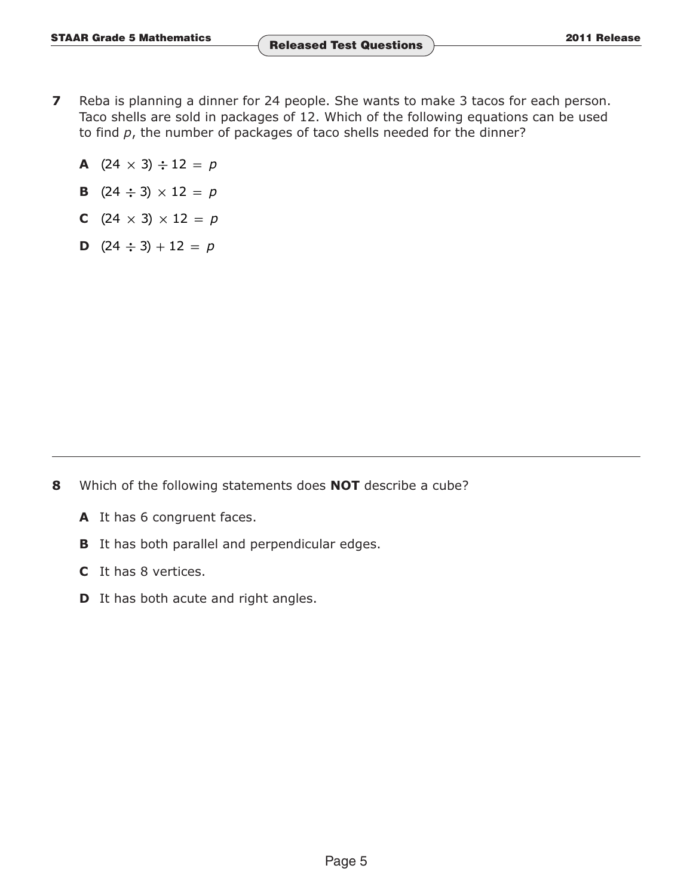**7** Reba is planning a dinner for 24 people. She wants to make 3 tacos for each person. Taco shells are sold in packages of 12. Which of the following equations can be used to find $p$, the number of packages of taco shells needed for the dinner?

**A** $(24 \times 3) \div 12 = p$

**B** $(24 \div 3) \times 12 = p$

**C** $(24 \times 3) \times 12 = p$

**D** $(24 \div 3) + 12 = p$

---

**8** Which of the following statements does **NOT** describe a cube?

**A** It has 6 congruent faces.

**B** It has both parallel and perpendicular edges.

**C** It has 8 vertices.

**D** It has both acute and right angles.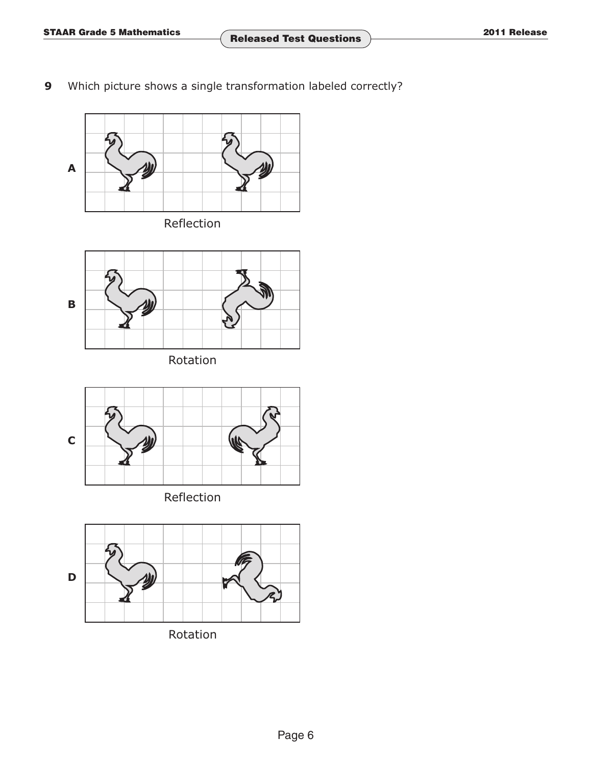**9** Which picture shows a single transformation labeled correctly?

**A**

Reflection

**B**

Rotation

**C**

Reflection

**D**

Rotation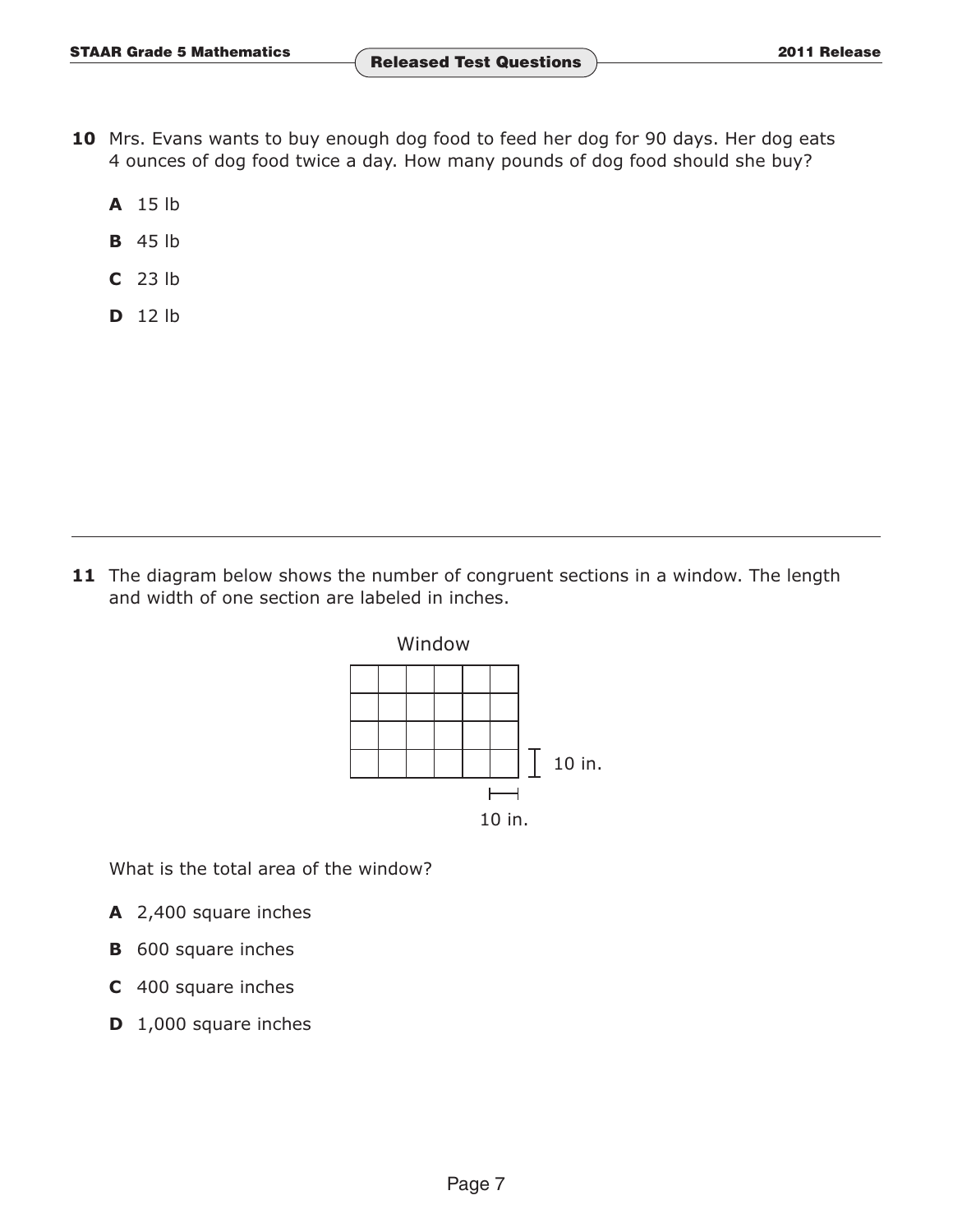**10** Mrs. Evans wants to buy enough dog food to feed her dog for 90 days. Her dog eats 4 ounces of dog food twice a day. How many pounds of dog food should she buy?

**A** 15 lb

**B** 45 lb

**C** 23 lb

**D** 12 lb

---

**11** The diagram below shows the number of congruent sections in a window. The length and width of one section are labeled in inches.

Window

10 in.

10 in.

What is the total area of the window?

**A** 2,400 square inches

**B** 600 square inches

**C** 400 square inches

**D** 1,000 square inches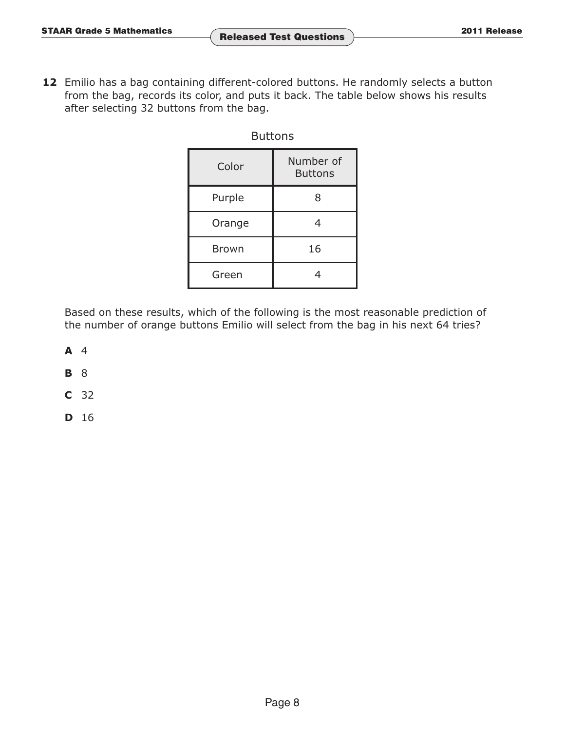**12** Emilio has a bag containing different-colored buttons. He randomly selects a button from the bag, records its color, and puts it back. The table below shows his results after selecting 32 buttons from the bag.

Buttons

| Color | Number of Buttons |
|---|---|
| Purple | 8 |
| Orange | 4 |
| Brown | 16 |
| Green | 4 |

Based on these results, which of the following is the most reasonable prediction of the number of orange buttons Emilio will select from the bag in his next 64 tries?

**A** 4

**B** 8

**C** 32

**D** 16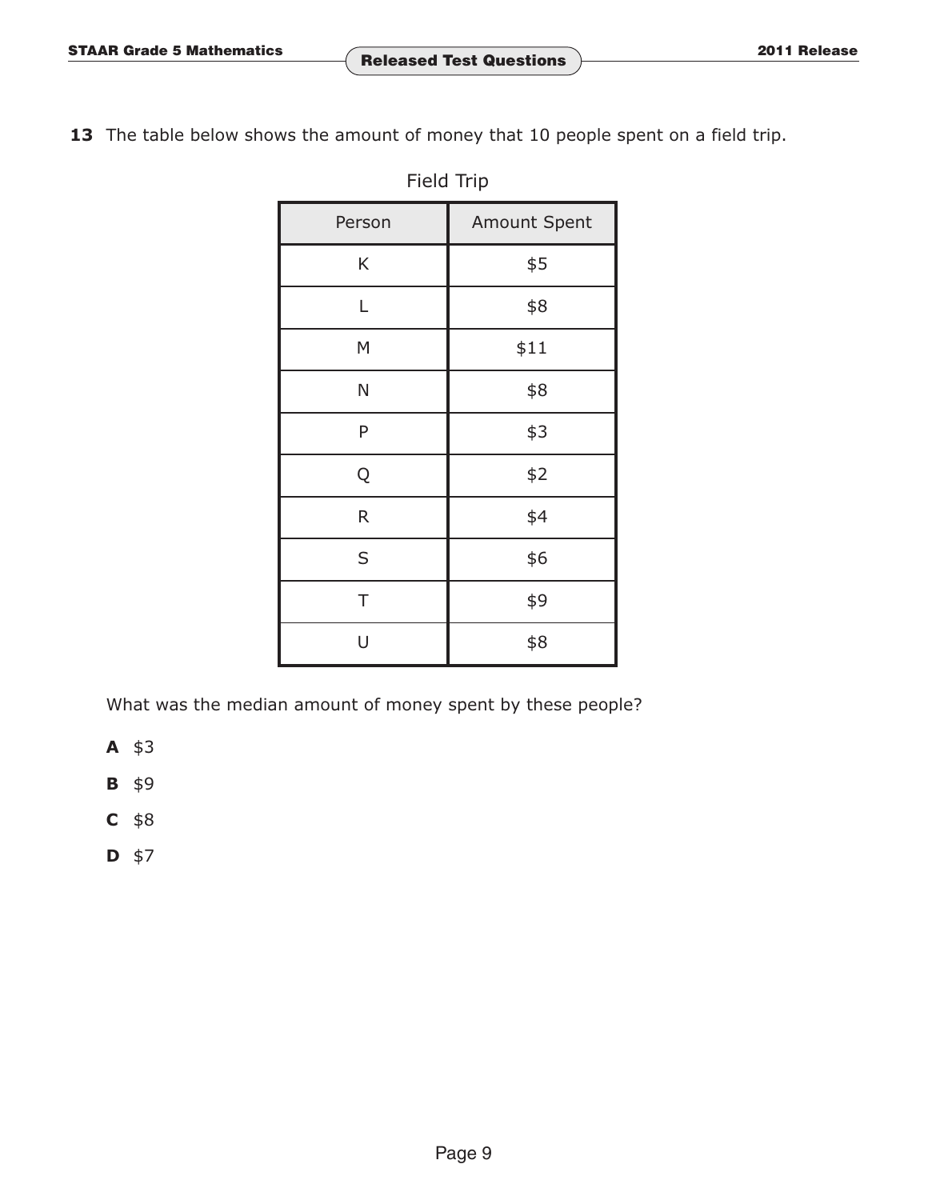**13** The table below shows the amount of money that 10 people spent on a field trip.

Field Trip

| Person | Amount Spent |
|---|---|
| K | $5 |
| L | $8 |
| M | $11 |
| N | $8 |
| P | $3 |
| Q | $2 |
| R | $4 |
| S | $6 |
| T | $9 |
| U | $8 |

What was the median amount of money spent by these people?

**A** $3

**B** $9

**C** $8

**D** $7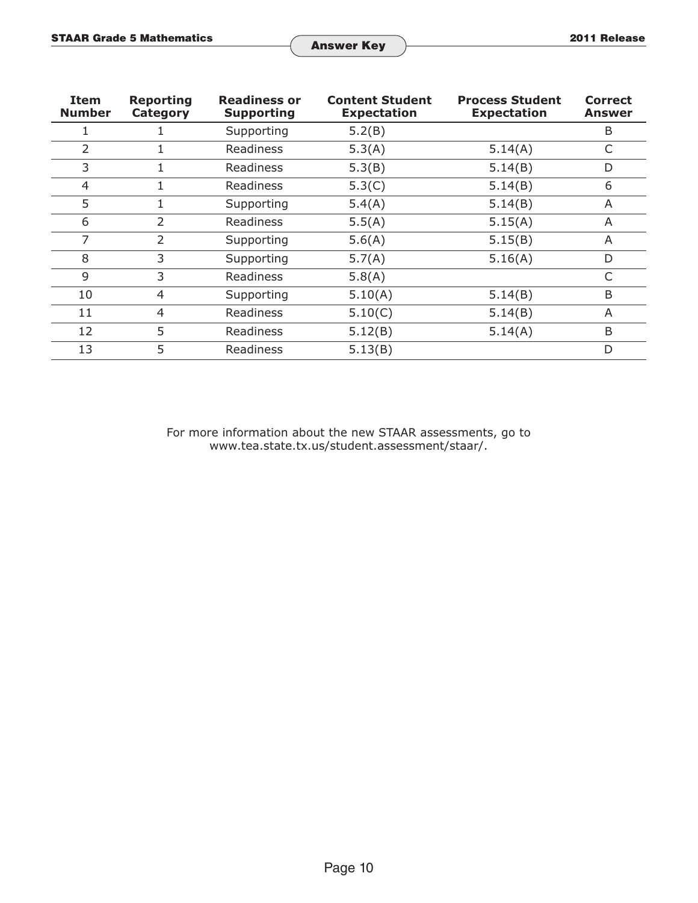| Item Number | Reporting Category | Readiness or Supporting | Content Student Expectation | Process Student Expectation | Correct Answer |
|---|---|---|---|---|---|
| 1 | 1 | Supporting | 5.2(B) | | B |
| 2 | 1 | Readiness | 5.3(A) | 5.14(A) | C |
| 3 | 1 | Readiness | 5.3(B) | 5.14(B) | D |
| 4 | 1 | Readiness | 5.3(C) | 5.14(B) | 6 |
| 5 | 1 | Supporting | 5.4(A) | 5.14(B) | A |
| 6 | 2 | Readiness | 5.5(A) | 5.15(A) | A |
| 7 | 2 | Supporting | 5.6(A) | 5.15(B) | A |
| 8 | 3 | Supporting | 5.7(A) | 5.16(A) | D |
| 9 | 3 | Readiness | 5.8(A) | | C |
| 10 | 4 | Supporting | 5.10(A) | 5.14(B) | B |
| 11 | 4 | Readiness | 5.10(C) | 5.14(B) | A |
| 12 | 5 | Readiness | 5.12(B) | 5.14(A) | B |
| 13 | 5 | Readiness | 5.13(B) | | D |

For more information about the new STAAR assessments, go to www.tea.state.tx.us/student.assessment/staar/.